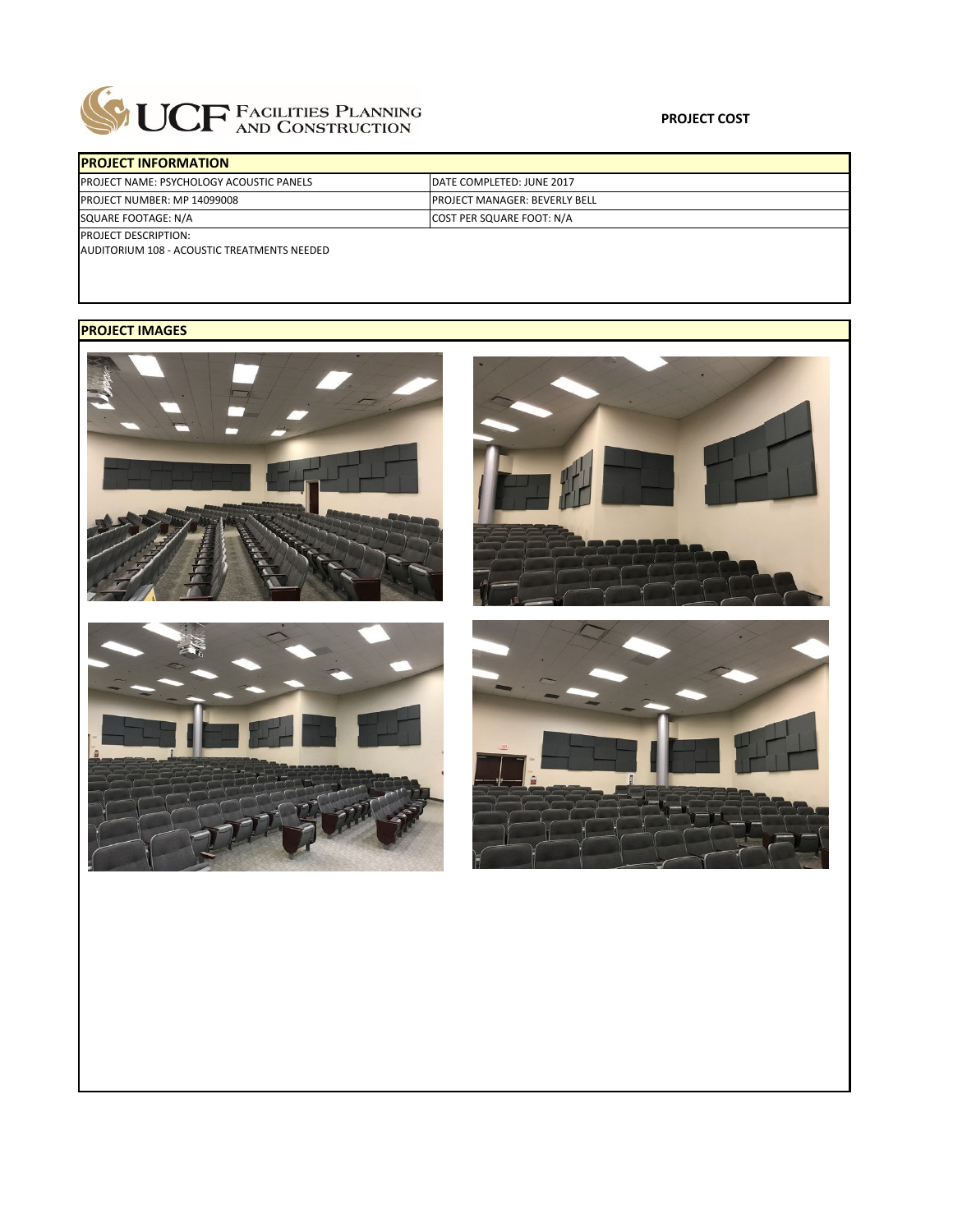UCF FACILITIES PLANNING AND CONSTRUCTION

**PROJECT COST**

## PROJECT INFORMATION

| PROJECT NAME: PSYCHOLOGY ACOUSTIC PANELS | DATE COMPLETED: JUNE 2017 |
|---|---|
| PROJECT NUMBER: MP 14099008 | PROJECT MANAGER: BEVERLY BELL |
| SQUARE FOOTAGE: N/A | COST PER SQUARE FOOT: N/A |

PROJECT DESCRIPTION:
AUDITORIUM 108 - ACOUSTIC TREATMENTS NEEDED

## PROJECT IMAGES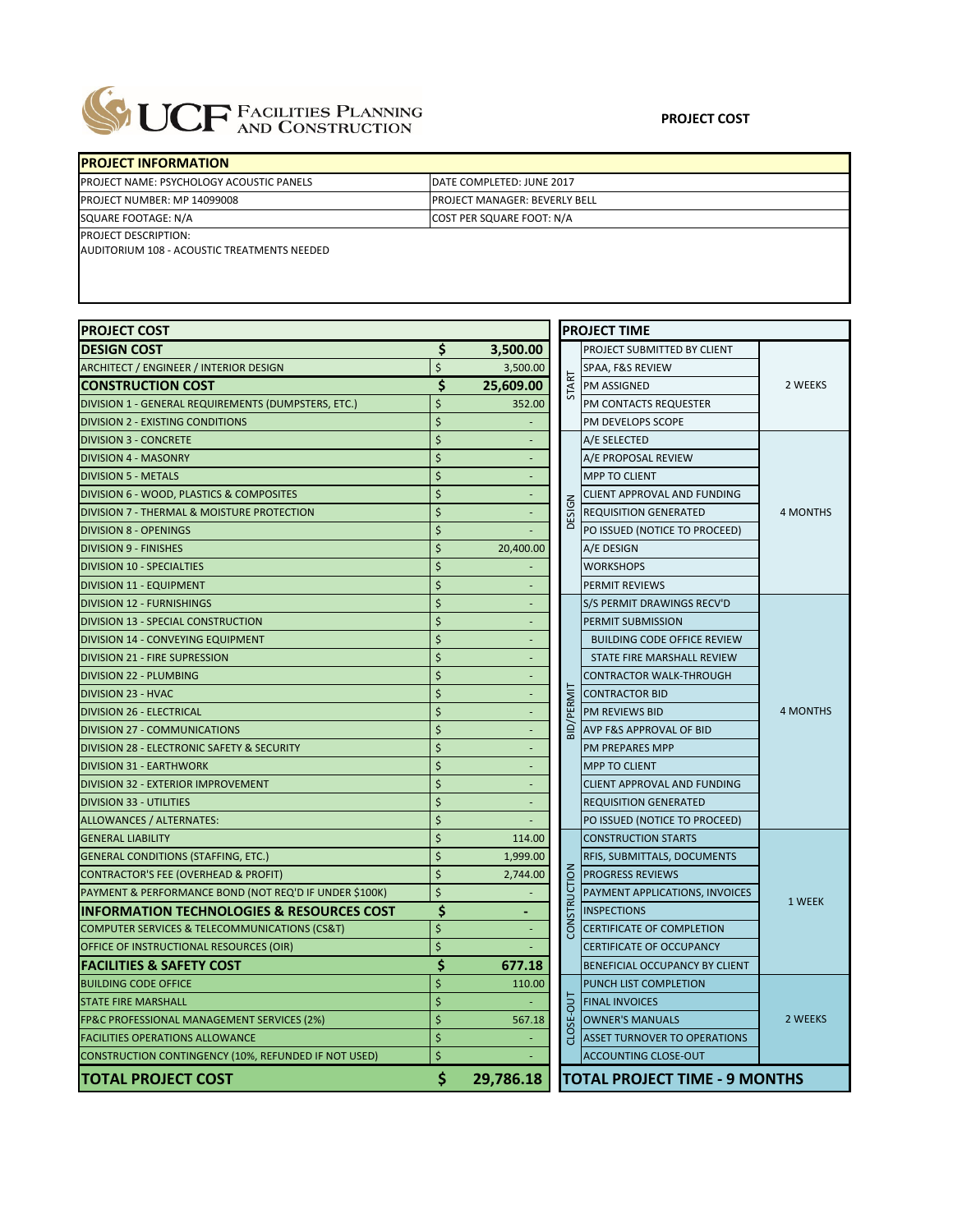UCF Facilities Planning and Construction

**PROJECT COST**

| PROJECT INFORMATION | |
|---|---|
| PROJECT NAME: PSYCHOLOGY ACOUSTIC PANELS | DATE COMPLETED: JUNE 2017 |
| PROJECT NUMBER: MP 14099008 | PROJECT MANAGER: BEVERLY BELL |
| SQUARE FOOTAGE: N/A | COST PER SQUARE FOOT: N/A |
| PROJECT DESCRIPTION: AUDITORIUM 108 - ACOUSTIC TREATMENTS NEEDED | |

| PROJECT COST | | |
|---|---|---|
| **DESIGN COST** | **$** | **3,500.00** |
| ARCHITECT / ENGINEER / INTERIOR DESIGN | $ | 3,500.00 |
| **CONSTRUCTION COST** | **$** | **25,609.00** |
| DIVISION 1 - GENERAL REQUIREMENTS (DUMPSTERS, ETC.) | $ | 352.00 |
| DIVISION 2 - EXISTING CONDITIONS | $ | - |
| DIVISION 3 - CONCRETE | $ | - |
| DIVISION 4 - MASONRY | $ | - |
| DIVISION 5 - METALS | $ | - |
| DIVISION 6 - WOOD, PLASTICS & COMPOSITES | $ | - |
| DIVISION 7 - THERMAL & MOISTURE PROTECTION | $ | - |
| DIVISION 8 - OPENINGS | $ | - |
| DIVISION 9 - FINISHES | $ | 20,400.00 |
| DIVISION 10 - SPECIALTIES | $ | - |
| DIVISION 11 - EQUIPMENT | $ | - |
| DIVISION 12 - FURNISHINGS | $ | - |
| DIVISION 13 - SPECIAL CONSTRUCTION | $ | - |
| DIVISION 14 - CONVEYING EQUIPMENT | $ | - |
| DIVISION 21 - FIRE SUPRESSION | $ | - |
| DIVISION 22 - PLUMBING | $ | - |
| DIVISION 23 - HVAC | $ | - |
| DIVISION 26 - ELECTRICAL | $ | - |
| DIVISION 27 - COMMUNICATIONS | $ | - |
| DIVISION 28 - ELECTRONIC SAFETY & SECURITY | $ | - |
| DIVISION 31 - EARTHWORK | $ | - |
| DIVISION 32 - EXTERIOR IMPROVEMENT | $ | - |
| DIVISION 33 - UTILITIES | $ | - |
| ALLOWANCES / ALTERNATES: | $ | - |
| GENERAL LIABILITY | $ | 114.00 |
| GENERAL CONDITIONS (STAFFING, ETC.) | $ | 1,999.00 |
| CONTRACTOR'S FEE (OVERHEAD & PROFIT) | $ | 2,744.00 |
| PAYMENT & PERFORMANCE BOND (NOT REQ'D IF UNDER $100K) | $ | - |
| **INFORMATION TECHNOLOGIES & RESOURCES COST** | **$** | **-** |
| COMPUTER SERVICES & TELECOMMUNICATIONS (CS&T) | $ | - |
| OFFICE OF INSTRUCTIONAL RESOURCES (OIR) | $ | - |
| **FACILITIES & SAFETY COST** | **$** | **677.18** |
| BUILDING CODE OFFICE | $ | 110.00 |
| STATE FIRE MARSHALL | $ | - |
| FP&C PROFESSIONAL MANAGEMENT SERVICES (2%) | $ | 567.18 |
| FACILITIES OPERATIONS ALLOWANCE | $ | - |
| CONSTRUCTION CONTINGENCY (10%, REFUNDED IF NOT USED) | $ | - |
| **TOTAL PROJECT COST** | **$** | **29,786.18** |

| PROJECT TIME | | |
|---|---|---|
| START | PROJECT SUBMITTED BY CLIENT | 2 WEEKS |
| | SPAA, F&S REVIEW | |
| | PM ASSIGNED | |
| | PM CONTACTS REQUESTER | |
| | PM DEVELOPS SCOPE | |
| DESIGN | A/E SELECTED | 4 MONTHS |
| | A/E PROPOSAL REVIEW | |
| | MPP TO CLIENT | |
| | CLIENT APPROVAL AND FUNDING | |
| | REQUISITION GENERATED | |
| | PO ISSUED (NOTICE TO PROCEED) | |
| | A/E DESIGN | |
| | WORKSHOPS | |
| | PERMIT REVIEWS | |
| BID/PERMIT | S/S PERMIT DRAWINGS RECV'D | 4 MONTHS |
| | PERMIT SUBMISSION | |
| | BUILDING CODE OFFICE REVIEW | |
| | STATE FIRE MARSHALL REVIEW | |
| | CONTRACTOR WALK-THROUGH | |
| | CONTRACTOR BID | |
| | PM REVIEWS BID | |
| | AVP F&S APPROVAL OF BID | |
| | PM PREPARES MPP | |
| | MPP TO CLIENT | |
| | CLIENT APPROVAL AND FUNDING | |
| | REQUISITION GENERATED | |
| | PO ISSUED (NOTICE TO PROCEED) | |
| CONSTRUCTION | CONSTRUCTION STARTS | 1 WEEK |
| | RFIS, SUBMITTALS, DOCUMENTS | |
| | PROGRESS REVIEWS | |
| | PAYMENT APPLICATIONS, INVOICES | |
| | INSPECTIONS | |
| | CERTIFICATE OF COMPLETION | |
| | CERTIFICATE OF OCCUPANCY | |
| | BENEFICIAL OCCUPANCY BY CLIENT | |
| CLOSE-OUT | PUNCH LIST COMPLETION | 2 WEEKS |
| | FINAL INVOICES | |
| | OWNER'S MANUALS | |
| | ASSET TURNOVER TO OPERATIONS | |
| | ACCOUNTING CLOSE-OUT | |
| **TOTAL PROJECT TIME - 9 MONTHS** | | |